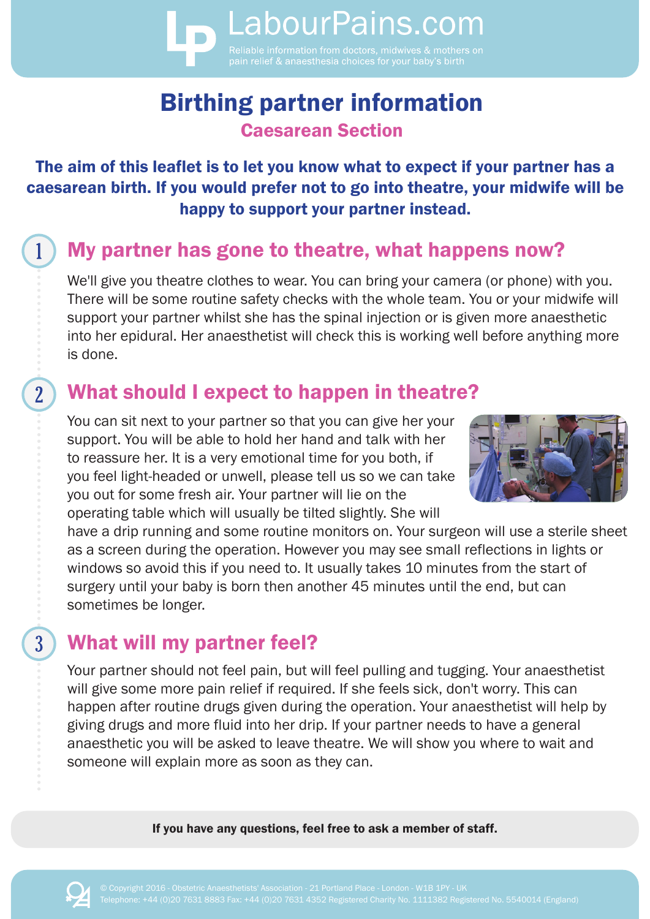# LabourPains.com

Reliable information from doctors, midwives & mothers on pain relief & anaesthesia choices for your baby's birth

# Birthing partner information

## Caesarean Section

**The aim of this leaflet is to let you know what to expect if your partner has a caesarean birth. If you would prefer not to go into theatre, your midwife will be happy to support your partner instead.**

## 1 My partner has gone to theatre, what happens now?

We'll give you theatre clothes to wear. You can bring your camera (or phone) with you. There will be some routine safety checks with the whole team. You or your midwife will support your partner whilst she has the spinal injection or is given more anaesthetic into her epidural. Her anaesthetist will check this is working well before anything more is done.

## 2 What should I expect to happen in theatre?

You can sit next to your partner so that you can give her your support. You will be able to hold her hand and talk with her to reassure her. It is a very emotional time for you both, if you feel light-headed or unwell, please tell us so we can take you out for some fresh air. Your partner will lie on the operating table which will usually be tilted slightly. She will have a drip running and some routine monitors on. Your surgeon will use a sterile sheet as a screen during the operation. However you may see small reflections in lights or windows so avoid this if you need to. It usually takes 10 minutes from the start of surgery until your baby is born then another 45 minutes until the end, but can sometimes be longer.

## 3 What will my partner feel?

Your partner should not feel pain, but will feel pulling and tugging. Your anaesthetist will give some more pain relief if required. If she feels sick, don't worry. This can happen after routine drugs given during the operation. Your anaesthetist will help by giving drugs and more fluid into her drip. If your partner needs to have a general anaesthetic you will be asked to leave theatre. We will show you where to wait and someone will explain more as soon as they can.

**If you have any questions, feel free to ask a member of staff.**

© Copyright 2016 - Obstetric Anaesthetists' Association - 21 Portland Place - London - W1B 1PY - UK
Telephone: +44 (0)20 7631 8883 Fax: +44 (0)20 7631 4352 Registered Charity No. 1111382 Registered No. 5540014 (England)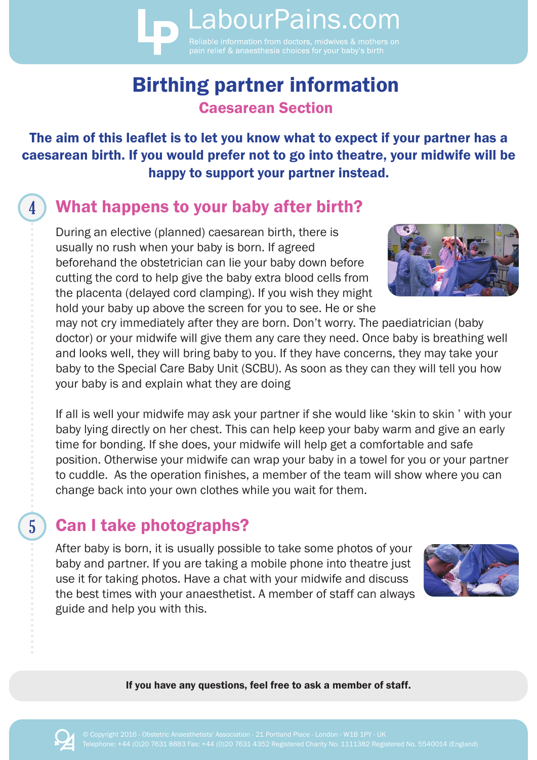# Birthing partner information

## Caesarean Section

**The aim of this leaflet is to let you know what to expect if your partner has a caesarean birth. If you would prefer not to go into theatre, your midwife will be happy to support your partner instead.**

## 4 What happens to your baby after birth?

During an elective (planned) caesarean birth, there is usually no rush when your baby is born. If agreed beforehand the obstetrician can lie your baby down before cutting the cord to help give the baby extra blood cells from the placenta (delayed cord clamping). If you wish they might hold your baby up above the screen for you to see. He or she may not cry immediately after they are born. Don't worry. The paediatrician (baby doctor) or your midwife will give them any care they need. Once baby is breathing well and looks well, they will bring baby to you. If they have concerns, they may take your baby to the Special Care Baby Unit (SCBU). As soon as they can they will tell you how your baby is and explain what they are doing

If all is well your midwife may ask your partner if she would like 'skin to skin ' with your baby lying directly on her chest. This can help keep your baby warm and give an early time for bonding. If she does, your midwife will help get a comfortable and safe position. Otherwise your midwife can wrap your baby in a towel for you or your partner to cuddle. As the operation finishes, a member of the team will show where you can change back into your own clothes while you wait for them.

## 5 Can I take photographs?

After baby is born, it is usually possible to take some photos of your baby and partner. If you are taking a mobile phone into theatre just use it for taking photos. Have a chat with your midwife and discuss the best times with your anaesthetist. A member of staff can always guide and help you with this.

**If you have any questions, feel free to ask a member of staff.**

© Copyright 2016 - Obstetric Anaesthetists' Association - 21 Portland Place - London - W1B 1PY - UK
Telephone: +44 (0)20 7631 8883 Fax: +44 (0)20 7631 4352 Registered Charity No. 1111382 Registered No. 5540014 (England)